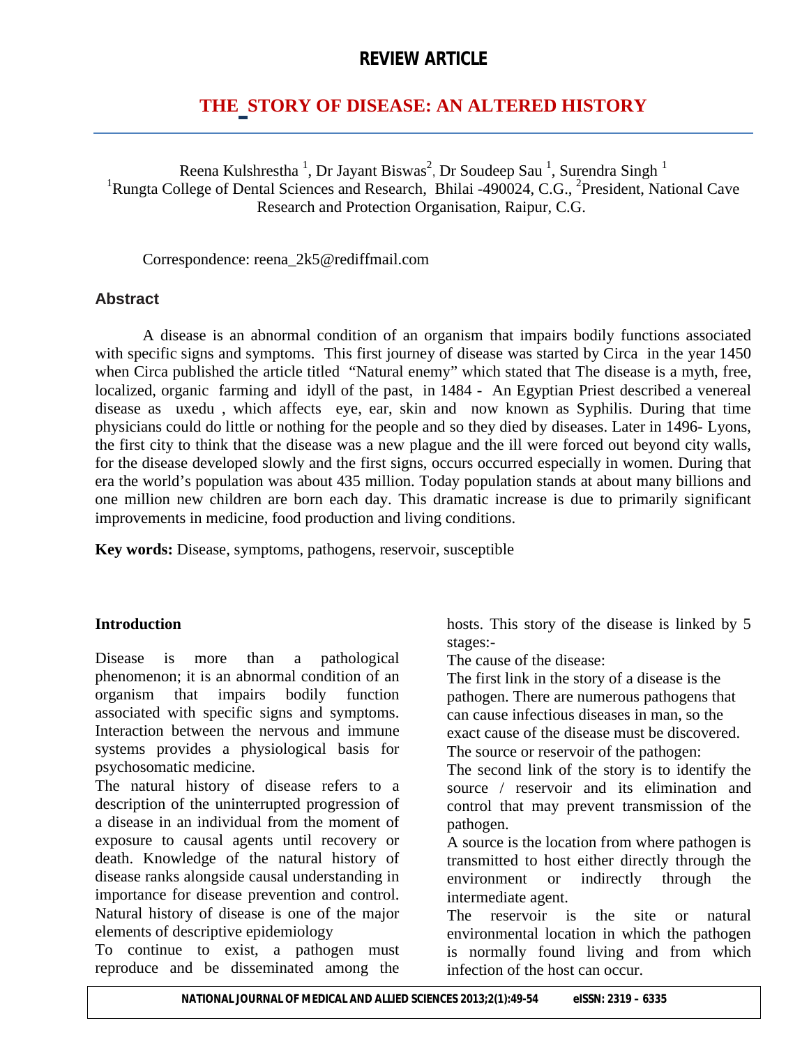**REVIEW ARTICLE**

# THE STORY OF DISEASE: AN ALTERED HISTORY

Reena Kulshrestha [1], Dr Jayant Biswas[2], Dr Soudeep Sau [1], Surendra Singh [1]
[1]Rungta College of Dental Sciences and Research, Bhilai -490024, C.G., [2]President, National Cave Research and Protection Organisation, Raipur, C.G.

Correspondence: reena_2k5@rediffmail.com

## Abstract

A disease is an abnormal condition of an organism that impairs bodily functions associated with specific signs and symptoms. This first journey of disease was started by Circa in the year 1450 when Circa published the article titled "Natural enemy" which stated that The disease is a myth, free, localized, organic farming and idyll of the past, in 1484 - An Egyptian Priest described a venereal disease as uxedu , which affects eye, ear, skin and now known as Syphilis. During that time physicians could do little or nothing for the people and so they died by diseases. Later in 1496- Lyons, the first city to think that the disease was a new plague and the ill were forced out beyond city walls, for the disease developed slowly and the first signs, occurs occurred especially in women. During that era the world's population was about 435 million. Today population stands at about many billions and one million new children are born each day. This dramatic increase is due to primarily significant improvements in medicine, food production and living conditions.

**Key words:** Disease, symptoms, pathogens, reservoir, susceptible

## Introduction

Disease is more than a pathological phenomenon; it is an abnormal condition of an organism that impairs bodily function associated with specific signs and symptoms. Interaction between the nervous and immune systems provides a physiological basis for psychosomatic medicine.

The natural history of disease refers to a description of the uninterrupted progression of a disease in an individual from the moment of exposure to causal agents until recovery or death. Knowledge of the natural history of disease ranks alongside causal understanding in importance for disease prevention and control. Natural history of disease is one of the major elements of descriptive epidemiology

To continue to exist, a pathogen must reproduce and be disseminated among the hosts. This story of the disease is linked by 5 stages:-

The cause of the disease:

The first link in the story of a disease is the pathogen. There are numerous pathogens that can cause infectious diseases in man, so the exact cause of the disease must be discovered.

The source or reservoir of the pathogen:

The second link of the story is to identify the source / reservoir and its elimination and control that may prevent transmission of the pathogen.

A source is the location from where pathogen is transmitted to host either directly through the environment or indirectly through the intermediate agent.

The reservoir is the site or natural environmental location in which the pathogen is normally found living and from which infection of the host can occur.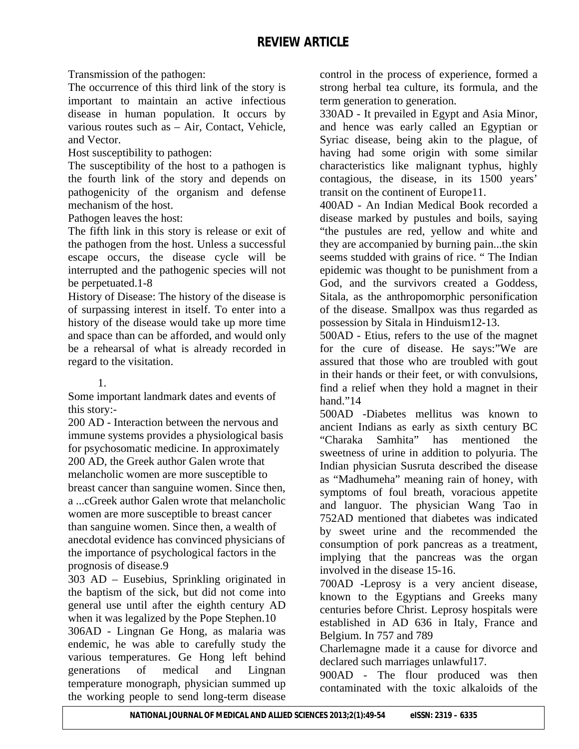Transmission of the pathogen:

The occurrence of this third link of the story is important to maintain an active infectious disease in human population. It occurs by various routes such as – Air, Contact, Vehicle, and Vector.

Host susceptibility to pathogen:

The susceptibility of the host to a pathogen is the fourth link of the story and depends on pathogenicity of the organism and defense mechanism of the host.

Pathogen leaves the host:

The fifth link in this story is release or exit of the pathogen from the host. Unless a successful escape occurs, the disease cycle will be interrupted and the pathogenic species will not be perpetuated.1-8

History of Disease: The history of the disease is of surpassing interest in itself. To enter into a history of the disease would take up more time and space than can be afforded, and would only be a rehearsal of what is already recorded in regard to the visitation.

1.

Some important landmark dates and events of this story:-

200 AD - Interaction between the nervous and immune systems provides a physiological basis for psychosomatic medicine. In approximately 200 AD, the Greek author Galen wrote that melancholic women are more susceptible to breast cancer than sanguine women. Since then, a ...cGreek author Galen wrote that melancholic women are more susceptible to breast cancer than sanguine women. Since then, a wealth of anecdotal evidence has convinced physicians of the importance of psychological factors in the prognosis of disease.9

303 AD – Eusebius, Sprinkling originated in the baptism of the sick, but did not come into general use until after the eighth century AD when it was legalized by the Pope Stephen.10

306AD - Lingnan Ge Hong, as malaria was endemic, he was able to carefully study the various temperatures. Ge Hong left behind generations of medical and Lingnan temperature monograph, physician summed up the working people to send long-term disease control in the process of experience, formed a strong herbal tea culture, its formula, and the term generation to generation.

330AD - It prevailed in Egypt and Asia Minor, and hence was early called an Egyptian or Syriac disease, being akin to the plague, of having had some origin with some similar characteristics like malignant typhus, highly contagious, the disease, in its 1500 years' transit on the continent of Europe11.

400AD - An Indian Medical Book recorded a disease marked by pustules and boils, saying "the pustules are red, yellow and white and they are accompanied by burning pain...the skin seems studded with grains of rice. " The Indian epidemic was thought to be punishment from a God, and the survivors created a Goddess, Sitala, as the anthropomorphic personification of the disease. Smallpox was thus regarded as possession by Sitala in Hinduism12-13.

500AD - Etius, refers to the use of the magnet for the cure of disease. He says:"We are assured that those who are troubled with gout in their hands or their feet, or with convulsions, find a relief when they hold a magnet in their hand."14

500AD -Diabetes mellitus was known to ancient Indians as early as sixth century BC "Charaka Samhita" has mentioned the sweetness of urine in addition to polyuria. The Indian physician Susruta described the disease as "Madhumeha" meaning rain of honey, with symptoms of foul breath, voracious appetite and languor. The physician Wang Tao in 752AD mentioned that diabetes was indicated by sweet urine and the recommended the consumption of pork pancreas as a treatment, implying that the pancreas was the organ involved in the disease 15-16.

700AD -Leprosy is a very ancient disease, known to the Egyptians and Greeks many centuries before Christ. Leprosy hospitals were established in AD 636 in Italy, France and Belgium. In 757 and 789

Charlemagne made it a cause for divorce and declared such marriages unlawful17.

900AD - The flour produced was then contaminated with the toxic alkaloids of the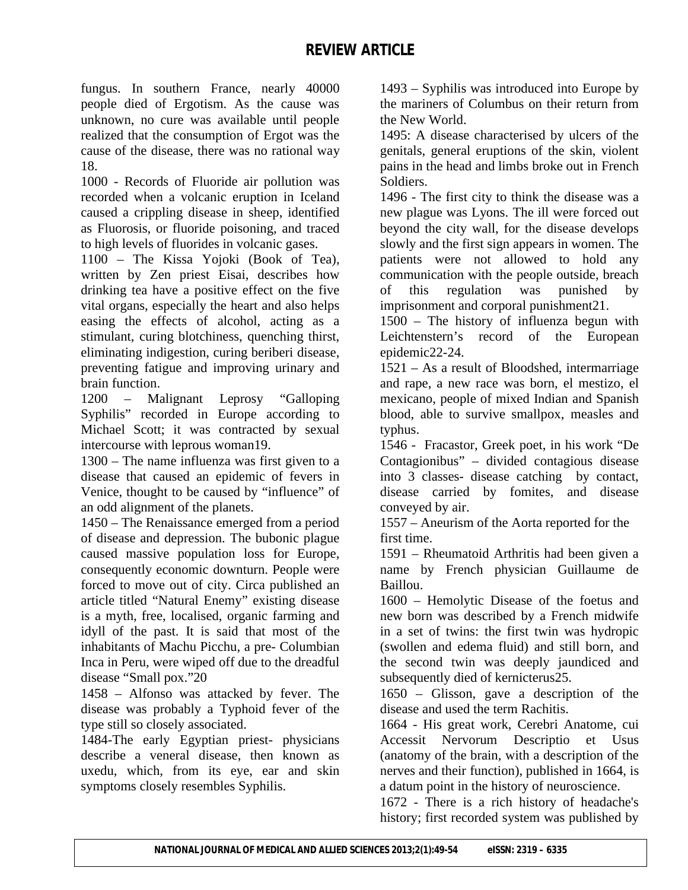fungus. In southern France, nearly 40000 people died of Ergotism. As the cause was unknown, no cure was available until people realized that the consumption of Ergot was the cause of the disease, there was no rational way 18.

1000 - Records of Fluoride air pollution was recorded when a volcanic eruption in Iceland caused a crippling disease in sheep, identified as Fluorosis, or fluoride poisoning, and traced to high levels of fluorides in volcanic gases.

1100 – The Kissa Yojoki (Book of Tea), written by Zen priest Eisai, describes how drinking tea have a positive effect on the five vital organs, especially the heart and also helps easing the effects of alcohol, acting as a stimulant, curing blotchiness, quenching thirst, eliminating indigestion, curing beriberi disease, preventing fatigue and improving urinary and brain function.

1200 – Malignant Leprosy "Galloping Syphilis" recorded in Europe according to Michael Scott; it was contracted by sexual intercourse with leprous woman19.

1300 – The name influenza was first given to a disease that caused an epidemic of fevers in Venice, thought to be caused by "influence" of an odd alignment of the planets.

1450 – The Renaissance emerged from a period of disease and depression. The bubonic plague caused massive population loss for Europe, consequently economic downturn. People were forced to move out of city. Circa published an article titled "Natural Enemy" existing disease is a myth, free, localised, organic farming and idyll of the past. It is said that most of the inhabitants of Machu Picchu, a pre- Columbian Inca in Peru, were wiped off due to the dreadful disease "Small pox."20

1458 – Alfonso was attacked by fever. The disease was probably a Typhoid fever of the type still so closely associated.

1484-The early Egyptian priest- physicians describe a veneral disease, then known as uxedu, which, from its eye, ear and skin symptoms closely resembles Syphilis.

1493 – Syphilis was introduced into Europe by the mariners of Columbus on their return from the New World.

1495: A disease characterised by ulcers of the genitals, general eruptions of the skin, violent pains in the head and limbs broke out in French Soldiers.

1496 - The first city to think the disease was a new plague was Lyons. The ill were forced out beyond the city wall, for the disease develops slowly and the first sign appears in women. The patients were not allowed to hold any communication with the people outside, breach of this regulation was punished by imprisonment and corporal punishment21.

1500 – The history of influenza begun with Leichtenstern's record of the European epidemic22-24.

1521 – As a result of Bloodshed, intermarriage and rape, a new race was born, el mestizo, el mexicano, people of mixed Indian and Spanish blood, able to survive smallpox, measles and typhus.

1546 - Fracastor, Greek poet, in his work "De Contagionibus" – divided contagious disease into 3 classes- disease catching by contact, disease carried by fomites, and disease conveyed by air.

1557 – Aneurism of the Aorta reported for the first time.

1591 – Rheumatoid Arthritis had been given a name by French physician Guillaume de Baillou.

1600 – Hemolytic Disease of the foetus and new born was described by a French midwife in a set of twins: the first twin was hydropic (swollen and edema fluid) and still born, and the second twin was deeply jaundiced and subsequently died of kernicterus25.

1650 – Glisson, gave a description of the disease and used the term Rachitis.

1664 - His great work, Cerebri Anatome, cui Accessit Nervorum Descriptio et Usus (anatomy of the brain, with a description of the nerves and their function), published in 1664, is a datum point in the history of neuroscience.

1672 - There is a rich history of headache's history; first recorded system was published by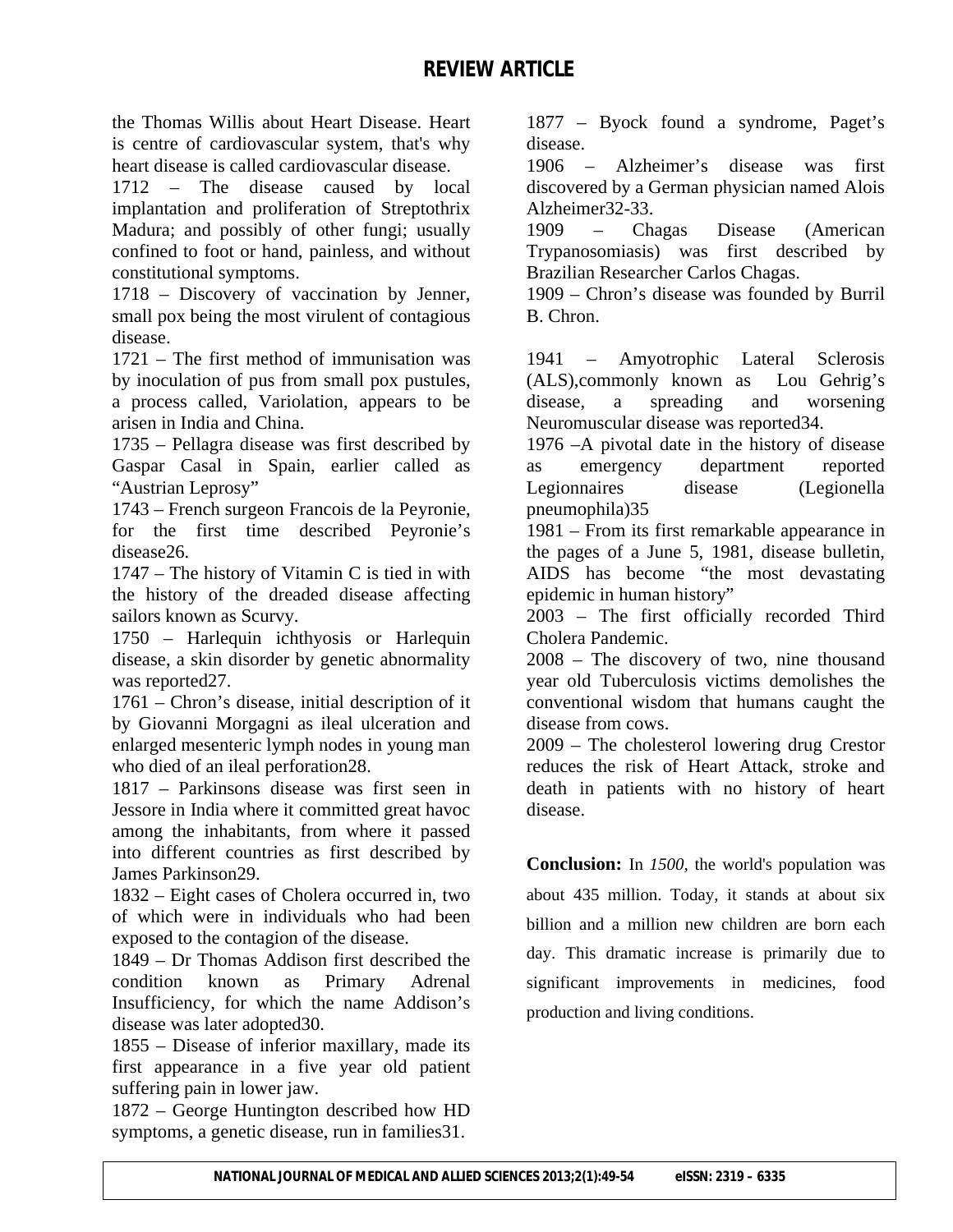the Thomas Willis about Heart Disease. Heart is centre of cardiovascular system, that's why heart disease is called cardiovascular disease.

1712 – The disease caused by local implantation and proliferation of Streptothrix Madura; and possibly of other fungi; usually confined to foot or hand, painless, and without constitutional symptoms.

1718 – Discovery of vaccination by Jenner, small pox being the most virulent of contagious disease.

1721 – The first method of immunisation was by inoculation of pus from small pox pustules, a process called, Variolation, appears to be arisen in India and China.

1735 – Pellagra disease was first described by Gaspar Casal in Spain, earlier called as "Austrian Leprosy"

1743 – French surgeon Francois de la Peyronie, for the first time described Peyronie's disease[26].

1747 – The history of Vitamin C is tied in with the history of the dreaded disease affecting sailors known as Scurvy.

1750 – Harlequin ichthyosis or Harlequin disease, a skin disorder by genetic abnormality was reported[27].

1761 – Chron's disease, initial description of it by Giovanni Morgagni as ileal ulceration and enlarged mesenteric lymph nodes in young man who died of an ileal perforation[28].

1817 – Parkinsons disease was first seen in Jessore in India where it committed great havoc among the inhabitants, from where it passed into different countries as first described by James Parkinson[29].

1832 – Eight cases of Cholera occurred in, two of which were in individuals who had been exposed to the contagion of the disease.

1849 – Dr Thomas Addison first described the condition known as Primary Adrenal Insufficiency, for which the name Addison's disease was later adopted[30].

1855 – Disease of inferior maxillary, made its first appearance in a five year old patient suffering pain in lower jaw.

1872 – George Huntington described how HD symptoms, a genetic disease, run in families[31].

1877 – Byock found a syndrome, Paget's disease.

1906 – Alzheimer's disease was first discovered by a German physician named Alois Alzheimer[32-33].

1909 – Chagas Disease (American Trypanosomiasis) was first described by Brazilian Researcher Carlos Chagas.

1909 – Chron's disease was founded by Burril B. Chron.

1941 – Amyotrophic Lateral Sclerosis (ALS),commonly known as Lou Gehrig's disease, a spreading and worsening Neuromuscular disease was reported[34].

1976 –A pivotal date in the history of disease as emergency department reported Legionnaires disease (Legionella pneumophila)[35]

1981 – From its first remarkable appearance in the pages of a June 5, 1981, disease bulletin, AIDS has become "the most devastating epidemic in human history"

2003 – The first officially recorded Third Cholera Pandemic.

2008 – The discovery of two, nine thousand year old Tuberculosis victims demolishes the conventional wisdom that humans caught the disease from cows.

2009 – The cholesterol lowering drug Crestor reduces the risk of Heart Attack, stroke and death in patients with no history of heart disease.

**Conclusion:** In *1500*, the world's population was about 435 million. Today, it stands at about six billion and a million new children are born each day. This dramatic increase is primarily due to significant improvements in medicines, food production and living conditions.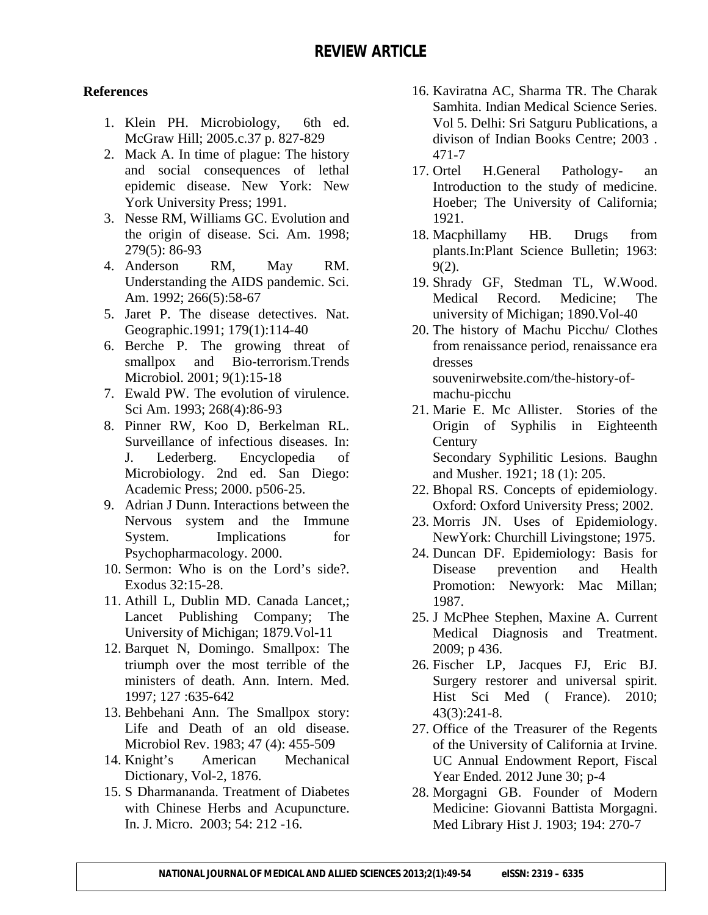## References

1. Klein PH. Microbiology, 6th ed. McGraw Hill; 2005.c.37 p. 827-829
2. Mack A. In time of plague: The history and social consequences of lethal epidemic disease. New York: New York University Press; 1991.
3. Nesse RM, Williams GC. Evolution and the origin of disease. Sci. Am. 1998; 279(5): 86-93
4. Anderson RM, May RM. Understanding the AIDS pandemic. Sci. Am. 1992; 266(5):58-67
5. Jaret P. The disease detectives. Nat. Geographic.1991; 179(1):114-40
6. Berche P. The growing threat of smallpox and Bio-terrorism.Trends Microbiol. 2001; 9(1):15-18
7. Ewald PW. The evolution of virulence. Sci Am. 1993; 268(4):86-93
8. Pinner RW, Koo D, Berkelman RL. Surveillance of infectious diseases. In: J. Lederberg. Encyclopedia of Microbiology. 2nd ed. San Diego: Academic Press; 2000. p506-25.
9. Adrian J Dunn. Interactions between the Nervous system and the Immune System. Implications for Psychopharmacology. 2000.
10. Sermon: Who is on the Lord's side?. Exodus 32:15-28.
11. Athill L, Dublin MD. Canada Lancet,; Lancet Publishing Company; The University of Michigan; 1879.Vol-11
12. Barquet N, Domingo. Smallpox: The triumph over the most terrible of the ministers of death. Ann. Intern. Med. 1997; 127 :635-642
13. Behbehani Ann. The Smallpox story: Life and Death of an old disease. Microbiol Rev. 1983; 47 (4): 455-509
14. Knight's American Mechanical Dictionary, Vol-2, 1876.
15. S Dharmananda. Treatment of Diabetes with Chinese Herbs and Acupuncture. In. J. Micro. 2003; 54: 212 -16.
16. Kaviratna AC, Sharma TR. The Charak Samhita. Indian Medical Science Series. Vol 5. Delhi: Sri Satguru Publications, a divison of Indian Books Centre; 2003 . 471-7
17. Ortel H.General Pathology- an Introduction to the study of medicine. Hoeber; The University of California; 1921.
18. Macphillamy HB. Drugs from plants.In:Plant Science Bulletin; 1963: 9(2).
19. Shrady GF, Stedman TL, W.Wood. Medical Record. Medicine; The university of Michigan; 1890.Vol-40
20. The history of Machu Picchu/ Clothes from renaissance period, renaissance era dresses souvenirwebsite.com/the-history-of-machu-picchu
21. Marie E. Mc Allister. Stories of the Origin of Syphilis in Eighteenth Century Secondary Syphilitic Lesions. Baughn and Musher. 1921; 18 (1): 205.
22. Bhopal RS. Concepts of epidemiology. Oxford: Oxford University Press; 2002.
23. Morris JN. Uses of Epidemiology. NewYork: Churchill Livingstone; 1975.
24. Duncan DF. Epidemiology: Basis for Disease prevention and Health Promotion: Newyork: Mac Millan; 1987.
25. J McPhee Stephen, Maxine A. Current Medical Diagnosis and Treatment. 2009; p 436.
26. Fischer LP, Jacques FJ, Eric BJ. Surgery restorer and universal spirit. Hist Sci Med ( France). 2010; 43(3):241-8.
27. Office of the Treasurer of the Regents of the University of California at Irvine. UC Annual Endowment Report, Fiscal Year Ended. 2012 June 30; p-4
28. Morgagni GB. Founder of Modern Medicine: Giovanni Battista Morgagni. Med Library Hist J. 1903; 194: 270-7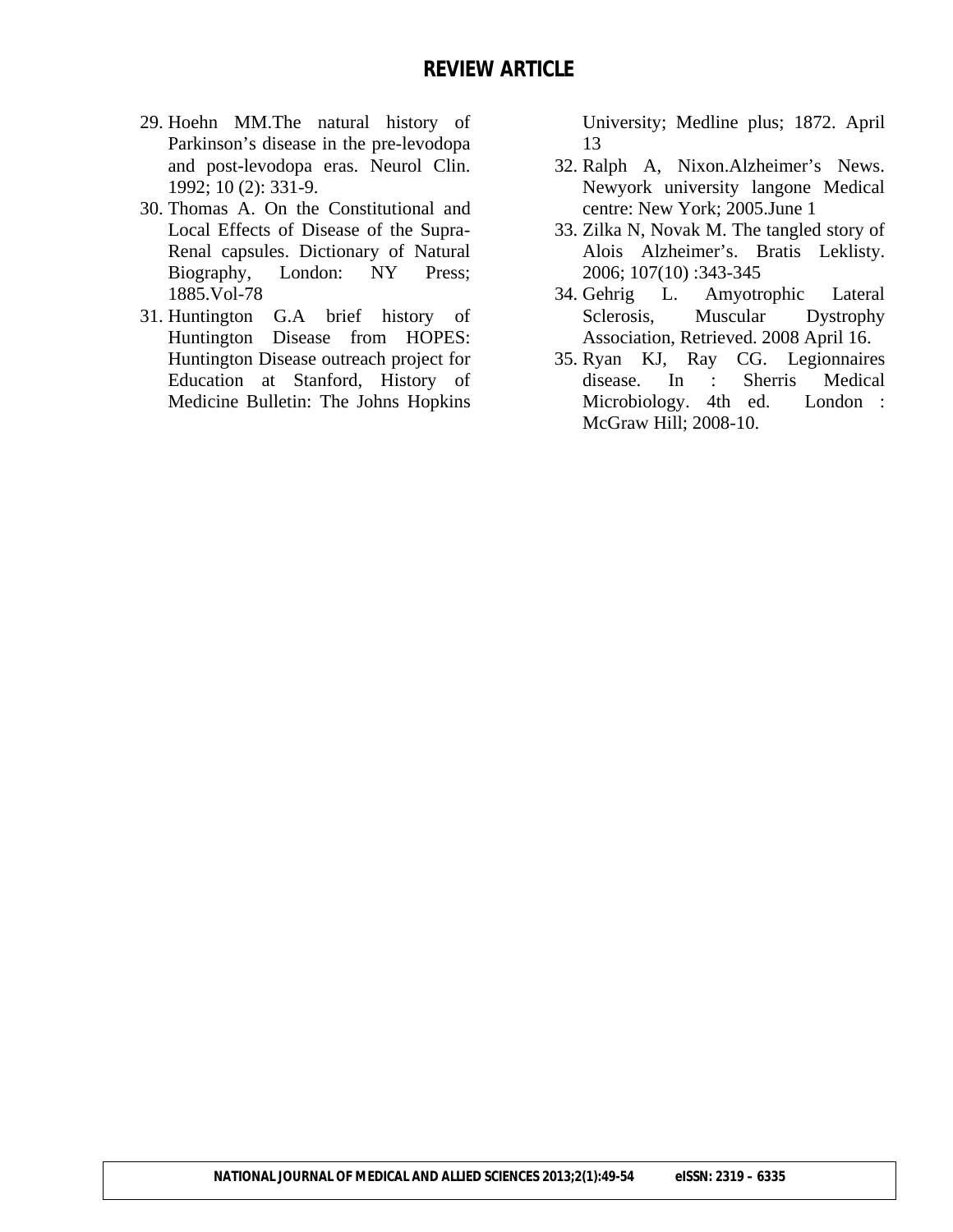29. Hoehn MM.The natural history of Parkinson's disease in the pre-levodopa and post-levodopa eras. Neurol Clin. 1992; 10 (2): 331-9.
30. Thomas A. On the Constitutional and Local Effects of Disease of the Supra-Renal capsules. Dictionary of Natural Biography, London: NY Press; 1885.Vol-78
31. Huntington G.A brief history of Huntington Disease from HOPES: Huntington Disease outreach project for Education at Stanford, History of Medicine Bulletin: The Johns Hopkins University; Medline plus; 1872. April 13
32. Ralph A, Nixon.Alzheimer's News. Newyork university langone Medical centre: New York; 2005.June 1
33. Zilka N, Novak M. The tangled story of Alois Alzheimer's. Bratis Leklisty. 2006; 107(10) :343-345
34. Gehrig L. Amyotrophic Lateral Sclerosis, Muscular Dystrophy Association, Retrieved. 2008 April 16.
35. Ryan KJ, Ray CG. Legionnaires disease. In : Sherris Medical Microbiology. 4th ed. London : McGraw Hill; 2008-10.